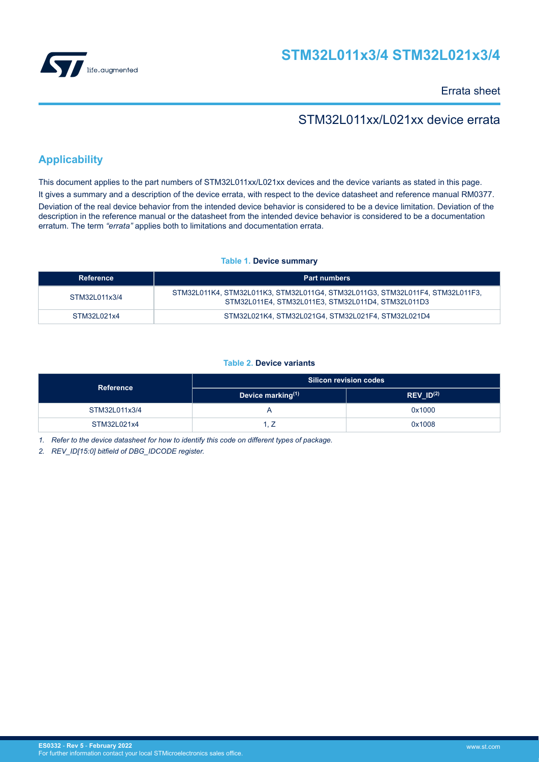# STM32L011x3/4 STM32L021x3/4

Errata sheet

## STM32L011xx/L021xx device errata

## Applicability

This document applies to the part numbers of STM32L011xx/L021xx devices and the device variants as stated in this page.

It gives a summary and a description of the device errata, with respect to the device datasheet and reference manual RM0377.

Deviation of the real device behavior from the intended device behavior is considered to be a device limitation. Deviation of the description in the reference manual or the datasheet from the intended device behavior is considered to be a documentation erratum. The term *"errata"* applies both to limitations and documentation errata.

**Table 1. Device summary**

| Reference | Part numbers |
| --- | --- |
| STM32L011x3/4 | STM32L011K4, STM32L011K3, STM32L011G4, STM32L011G3, STM32L011F4, STM32L011F3, STM32L011E4, STM32L011E3, STM32L011D4, STM32L011D3 |
| STM32L021x4 | STM32L021K4, STM32L021G4, STM32L021F4, STM32L021D4 |

**Table 2. Device variants**

| Reference | Silicon revision codes | |
| --- | --- | --- |
| | Device marking(1) | REV_ID(2) |
| STM32L011x3/4 | A | 0x1000 |
| STM32L021x4 | 1, Z | 0x1008 |

1. *Refer to the device datasheet for how to identify this code on different types of package.*
2. *REV_ID[15:0] bitfield of DBG_IDCODE register.*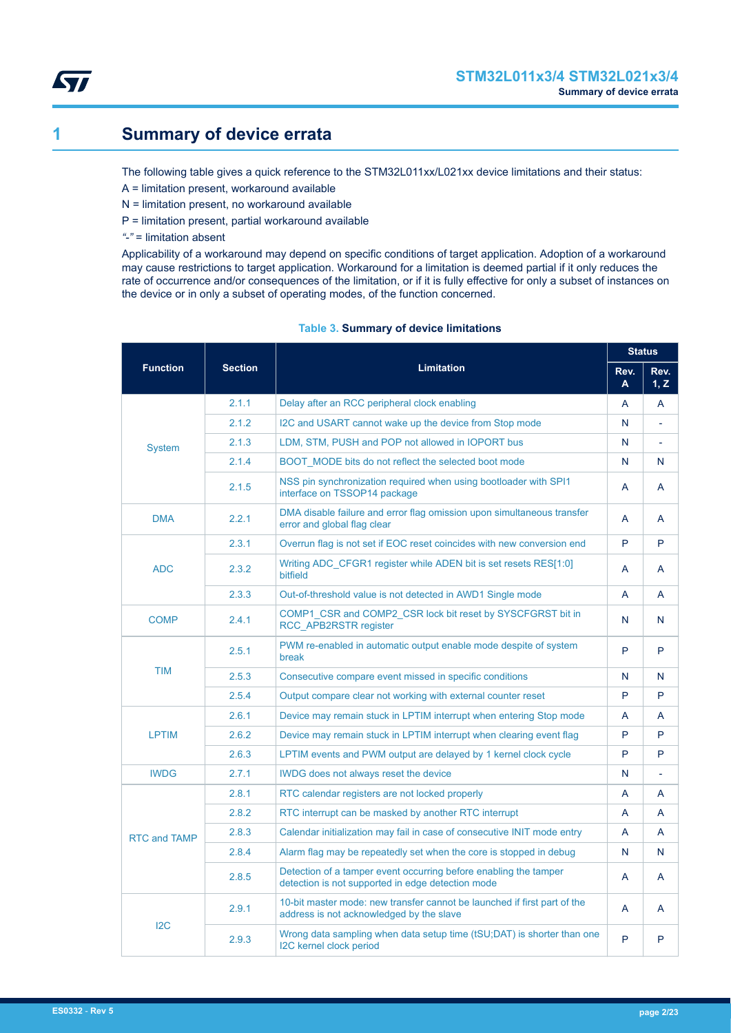# 1 Summary of device errata

The following table gives a quick reference to the STM32L011xx/L021xx device limitations and their status:

A = limitation present, workaround available

N = limitation present, no workaround available

P = limitation present, partial workaround available

*"-"* = limitation absent

Applicability of a workaround may depend on specific conditions of target application. Adoption of a workaround may cause restrictions to target application. Workaround for a limitation is deemed partial if it only reduces the rate of occurrence and/or consequences of the limitation, or if it is fully effective for only a subset of instances on the device or in only a subset of operating modes, of the function concerned.

**Table 3. Summary of device limitations**

| Function | Section | Limitation | Status | |
|---|---|---|---|---|
| | | | Rev. A | Rev. 1, Z |
| System | 2.1.1 | Delay after an RCC peripheral clock enabling | A | A |
| | 2.1.2 | I2C and USART cannot wake up the device from Stop mode | N | - |
| | 2.1.3 | LDM, STM, PUSH and POP not allowed in IOPORT bus | N | - |
| | 2.1.4 | BOOT_MODE bits do not reflect the selected boot mode | N | N |
| | 2.1.5 | NSS pin synchronization required when using bootloader with SPI1 interface on TSSOP14 package | A | A |
| DMA | 2.2.1 | DMA disable failure and error flag omission upon simultaneous transfer error and global flag clear | A | A |
| ADC | 2.3.1 | Overrun flag is not set if EOC reset coincides with new conversion end | P | P |
| | 2.3.2 | Writing ADC_CFGR1 register while ADEN bit is set resets RES[1:0] bitfield | A | A |
| | 2.3.3 | Out-of-threshold value is not detected in AWD1 Single mode | A | A |
| COMP | 2.4.1 | COMP1_CSR and COMP2_CSR lock bit reset by SYSCFGRST bit in RCC_APB2RSTR register | N | N |
| TIM | 2.5.1 | PWM re-enabled in automatic output enable mode despite of system break | P | P |
| | 2.5.3 | Consecutive compare event missed in specific conditions | N | N |
| | 2.5.4 | Output compare clear not working with external counter reset | P | P |
| LPTIM | 2.6.1 | Device may remain stuck in LPTIM interrupt when entering Stop mode | A | A |
| | 2.6.2 | Device may remain stuck in LPTIM interrupt when clearing event flag | P | P |
| | 2.6.3 | LPTIM events and PWM output are delayed by 1 kernel clock cycle | P | P |
| IWDG | 2.7.1 | IWDG does not always reset the device | N | - |
| RTC and TAMP | 2.8.1 | RTC calendar registers are not locked properly | A | A |
| | 2.8.2 | RTC interrupt can be masked by another RTC interrupt | A | A |
| | 2.8.3 | Calendar initialization may fail in case of consecutive INIT mode entry | A | A |
| | 2.8.4 | Alarm flag may be repeatedly set when the core is stopped in debug | N | N |
| | 2.8.5 | Detection of a tamper event occurring before enabling the tamper detection is not supported in edge detection mode | A | A |
| I2C | 2.9.1 | 10-bit master mode: new transfer cannot be launched if first part of the address is not acknowledged by the slave | A | A |
| | 2.9.3 | Wrong data sampling when data setup time ($t_{SU;DAT}$) is shorter than one I2C kernel clock period | P | P |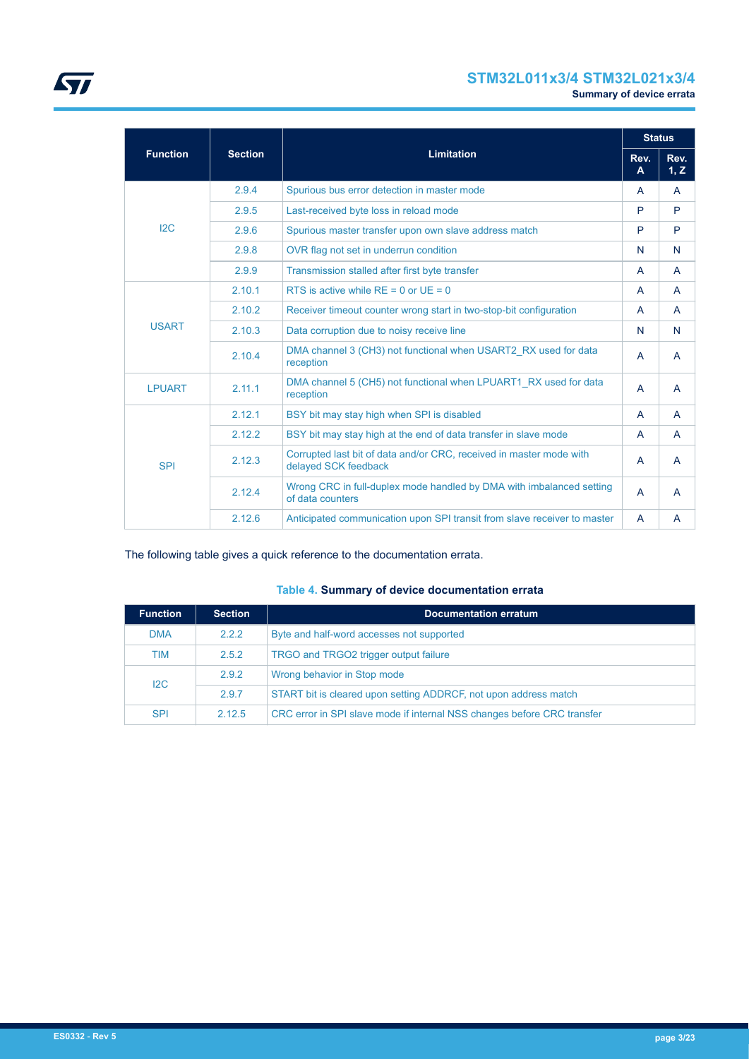| Function | Section | Limitation | Status | |
|---|---|---|---|---|
| | | | Rev. A | Rev. 1, Z |
| I2C | 2.9.4 | Spurious bus error detection in master mode | A | A |
| | 2.9.5 | Last-received byte loss in reload mode | P | P |
| | 2.9.6 | Spurious master transfer upon own slave address match | P | P |
| | 2.9.8 | OVR flag not set in underrun condition | N | N |
| | 2.9.9 | Transmission stalled after first byte transfer | A | A |
| USART | 2.10.1 | RTS is active while RE = 0 or UE = 0 | A | A |
| | 2.10.2 | Receiver timeout counter wrong start in two-stop-bit configuration | A | A |
| | 2.10.3 | Data corruption due to noisy receive line | N | N |
| | 2.10.4 | DMA channel 3 (CH3) not functional when USART2_RX used for data reception | A | A |
| LPUART | 2.11.1 | DMA channel 5 (CH5) not functional when LPUART1_RX used for data reception | A | A |
| SPI | 2.12.1 | BSY bit may stay high when SPI is disabled | A | A |
| | 2.12.2 | BSY bit may stay high at the end of data transfer in slave mode | A | A |
| | 2.12.3 | Corrupted last bit of data and/or CRC, received in master mode with delayed SCK feedback | A | A |
| | 2.12.4 | Wrong CRC in full-duplex mode handled by DMA with imbalanced setting of data counters | A | A |
| | 2.12.6 | Anticipated communication upon SPI transit from slave receiver to master | A | A |

The following table gives a quick reference to the documentation errata.

**Table 4. Summary of device documentation errata**

| Function | Section | Documentation erratum |
|---|---|---|
| DMA | 2.2.2 | Byte and half-word accesses not supported |
| TIM | 2.5.2 | TRGO and TRGO2 trigger output failure |
| I2C | 2.9.2 | Wrong behavior in Stop mode |
| | 2.9.7 | START bit is cleared upon setting ADDRCF, not upon address match |
| SPI | 2.12.5 | CRC error in SPI slave mode if internal NSS changes before CRC transfer |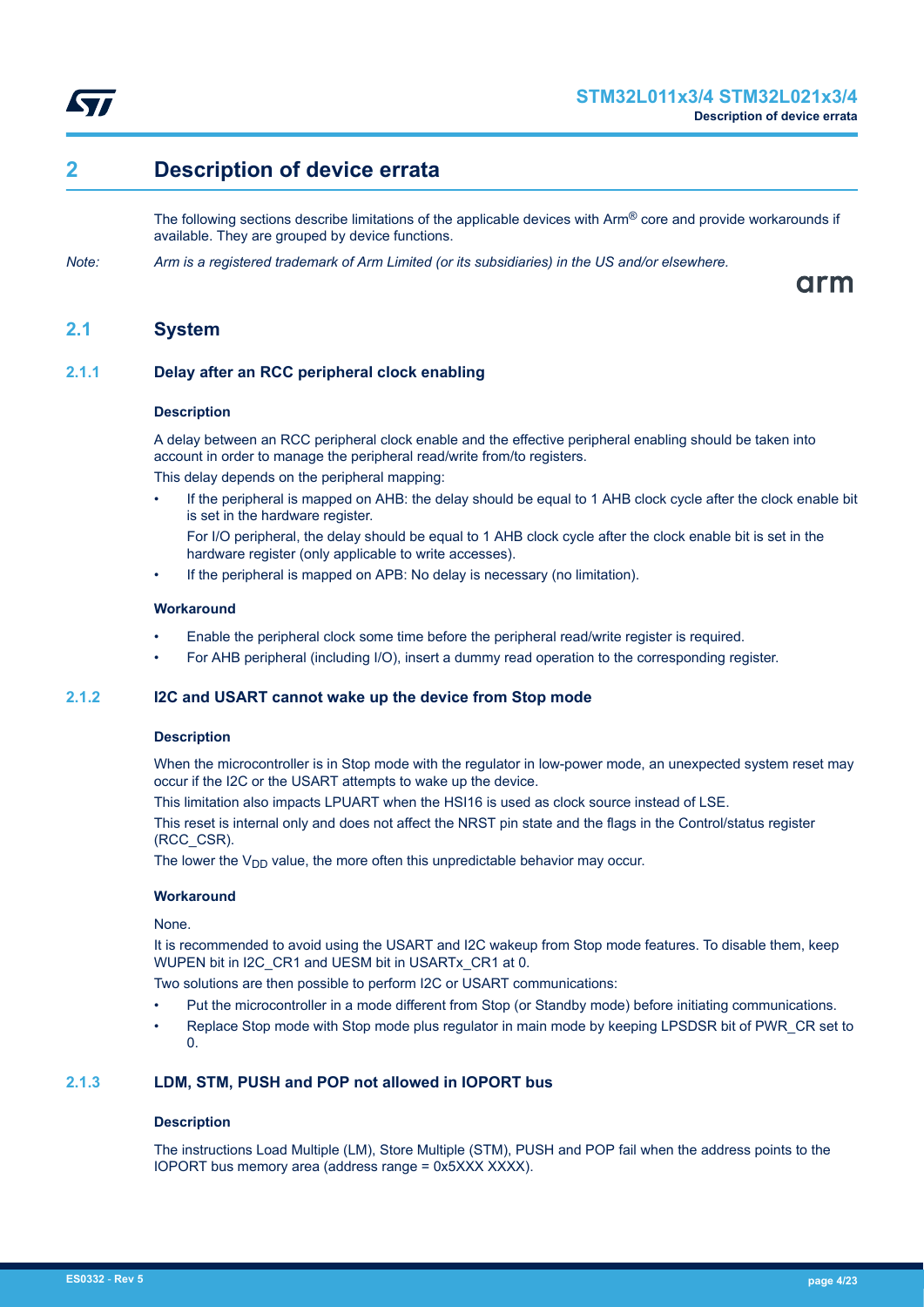# 2 Description of device errata

The following sections describe limitations of the applicable devices with Arm® core and provide workarounds if available. They are grouped by device functions.

*Note: Arm is a registered trademark of Arm Limited (or its subsidiaries) in the US and/or elsewhere.*

## 2.1 System

### 2.1.1 Delay after an RCC peripheral clock enabling

#### Description

A delay between an RCC peripheral clock enable and the effective peripheral enabling should be taken into account in order to manage the peripheral read/write from/to registers.

This delay depends on the peripheral mapping:

- If the peripheral is mapped on AHB: the delay should be equal to 1 AHB clock cycle after the clock enable bit is set in the hardware register.
  For I/O peripheral, the delay should be equal to 1 AHB clock cycle after the clock enable bit is set in the hardware register (only applicable to write accesses).
- If the peripheral is mapped on APB: No delay is necessary (no limitation).

#### Workaround

- Enable the peripheral clock some time before the peripheral read/write register is required.
- For AHB peripheral (including I/O), insert a dummy read operation to the corresponding register.

### 2.1.2 I2C and USART cannot wake up the device from Stop mode

#### Description

When the microcontroller is in Stop mode with the regulator in low-power mode, an unexpected system reset may occur if the I2C or the USART attempts to wake up the device.

This limitation also impacts LPUART when the HSI16 is used as clock source instead of LSE.

This reset is internal only and does not affect the NRST pin state and the flags in the Control/status register (RCC_CSR).

The lower the $V_{DD}$ value, the more often this unpredictable behavior may occur.

#### Workaround

None.

It is recommended to avoid using the USART and I2C wakeup from Stop mode features. To disable them, keep WUPEN bit in I2C_CR1 and UESM bit in USARTx_CR1 at 0.

Two solutions are then possible to perform I2C or USART communications:

- Put the microcontroller in a mode different from Stop (or Standby mode) before initiating communications.
- Replace Stop mode with Stop mode plus regulator in main mode by keeping LPSDSR bit of PWR_CR set to 0.

### 2.1.3 LDM, STM, PUSH and POP not allowed in IOPORT bus

#### Description

The instructions Load Multiple (LM), Store Multiple (STM), PUSH and POP fail when the address points to the IOPORT bus memory area (address range = 0x5XXX XXXX).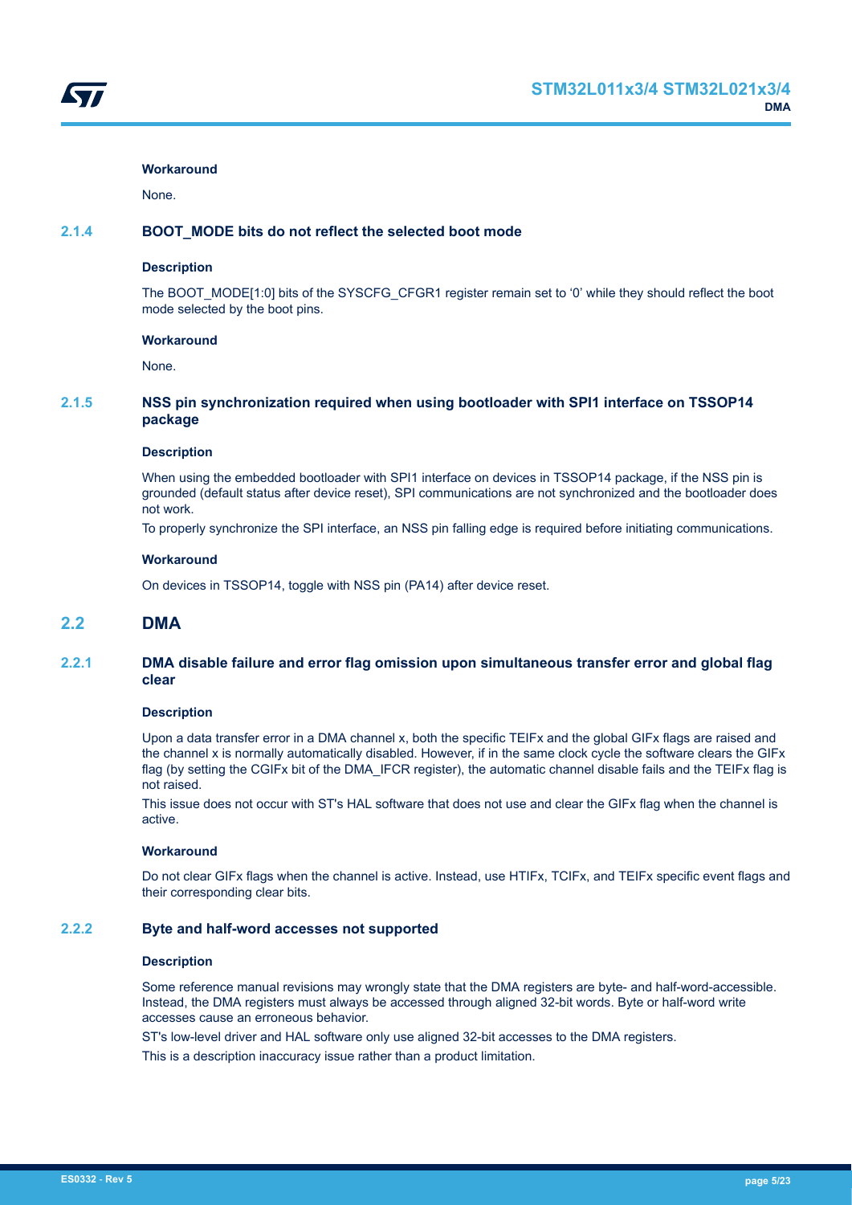**Workaround**

None.

### 2.1.4 BOOT_MODE bits do not reflect the selected boot mode

**Description**

The BOOT_MODE[1:0] bits of the SYSCFG_CFGR1 register remain set to '0' while they should reflect the boot mode selected by the boot pins.

**Workaround**

None.

### 2.1.5 NSS pin synchronization required when using bootloader with SPI1 interface on TSSOP14 package

**Description**

When using the embedded bootloader with SPI1 interface on devices in TSSOP14 package, if the NSS pin is grounded (default status after device reset), SPI communications are not synchronized and the bootloader does not work.

To properly synchronize the SPI interface, an NSS pin falling edge is required before initiating communications.

**Workaround**

On devices in TSSOP14, toggle with NSS pin (PA14) after device reset.

## 2.2 DMA

### 2.2.1 DMA disable failure and error flag omission upon simultaneous transfer error and global flag clear

**Description**

Upon a data transfer error in a DMA channel x, both the specific TEIFx and the global GIFx flags are raised and the channel x is normally automatically disabled. However, if in the same clock cycle the software clears the GIFx flag (by setting the CGIFx bit of the DMA_IFCR register), the automatic channel disable fails and the TEIFx flag is not raised.

This issue does not occur with ST's HAL software that does not use and clear the GIFx flag when the channel is active.

**Workaround**

Do not clear GIFx flags when the channel is active. Instead, use HTIFx, TCIFx, and TEIFx specific event flags and their corresponding clear bits.

### 2.2.2 Byte and half-word accesses not supported

**Description**

Some reference manual revisions may wrongly state that the DMA registers are byte- and half-word-accessible. Instead, the DMA registers must always be accessed through aligned 32-bit words. Byte or half-word write accesses cause an erroneous behavior.

ST's low-level driver and HAL software only use aligned 32-bit accesses to the DMA registers.

This is a description inaccuracy issue rather than a product limitation.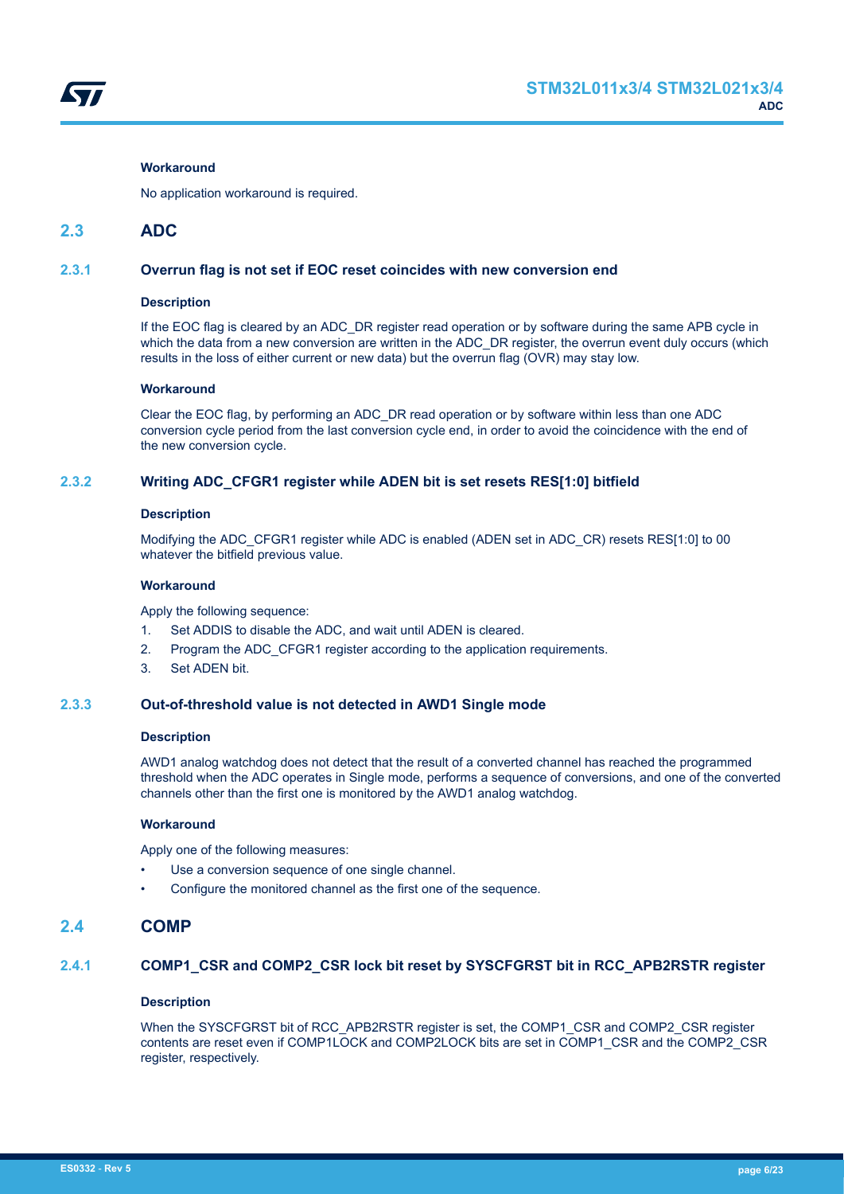#### Workaround

No application workaround is required.

## 2.3 ADC

### 2.3.1 Overrun flag is not set if EOC reset coincides with new conversion end

#### Description

If the EOC flag is cleared by an ADC_DR register read operation or by software during the same APB cycle in which the data from a new conversion are written in the ADC_DR register, the overrun event duly occurs (which results in the loss of either current or new data) but the overrun flag (OVR) may stay low.

#### Workaround

Clear the EOC flag, by performing an ADC_DR read operation or by software within less than one ADC conversion cycle period from the last conversion cycle end, in order to avoid the coincidence with the end of the new conversion cycle.

### 2.3.2 Writing ADC_CFGR1 register while ADEN bit is set resets RES[1:0] bitfield

#### Description

Modifying the ADC_CFGR1 register while ADC is enabled (ADEN set in ADC_CR) resets RES[1:0] to 00 whatever the bitfield previous value.

#### Workaround

Apply the following sequence:

1. Set ADDIS to disable the ADC, and wait until ADEN is cleared.
2. Program the ADC_CFGR1 register according to the application requirements.
3. Set ADEN bit.

### 2.3.3 Out-of-threshold value is not detected in AWD1 Single mode

#### Description

AWD1 analog watchdog does not detect that the result of a converted channel has reached the programmed threshold when the ADC operates in Single mode, performs a sequence of conversions, and one of the converted channels other than the first one is monitored by the AWD1 analog watchdog.

#### Workaround

Apply one of the following measures:

- Use a conversion sequence of one single channel.
- Configure the monitored channel as the first one of the sequence.

## 2.4 COMP

### 2.4.1 COMP1_CSR and COMP2_CSR lock bit reset by SYSCFGRST bit in RCC_APB2RSTR register

#### Description

When the SYSCFGRST bit of RCC_APB2RSTR register is set, the COMP1_CSR and COMP2_CSR register contents are reset even if COMP1LOCK and COMP2LOCK bits are set in COMP1_CSR and the COMP2_CSR register, respectively.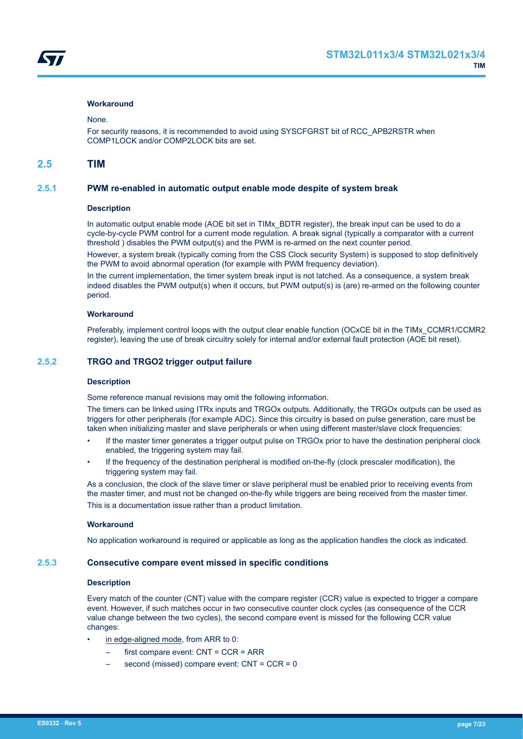#### Workaround

None.

For security reasons, it is recommended to avoid using SYSCFGRST bit of RCC_APB2RSTR when COMP1LOCK and/or COMP2LOCK bits are set.

## 2.5 TIM

### 2.5.1 PWM re-enabled in automatic output enable mode despite of system break

#### Description

In automatic output enable mode (AOE bit set in TIMx_BDTR register), the break input can be used to do a cycle-by-cycle PWM control for a current mode regulation. A break signal (typically a comparator with a current threshold ) disables the PWM output(s) and the PWM is re-armed on the next counter period.

However, a system break (typically coming from the CSS Clock security System) is supposed to stop definitively the PWM to avoid abnormal operation (for example with PWM frequency deviation).

In the current implementation, the timer system break input is not latched. As a consequence, a system break indeed disables the PWM output(s) when it occurs, but PWM output(s) is (are) re-armed on the following counter period.

#### Workaround

Preferably, implement control loops with the output clear enable function (OCxCE bit in the TIMx_CCMR1/CCMR2 register), leaving the use of break circuitry solely for internal and/or external fault protection (AOE bit reset).

### 2.5.2 TRGO and TRGO2 trigger output failure

#### Description

Some reference manual revisions may omit the following information.

The timers can be linked using ITRx inputs and TRGOx outputs. Additionally, the TRGOx outputs can be used as triggers for other peripherals (for example ADC). Since this circuitry is based on pulse generation, care must be taken when initializing master and slave peripherals or when using different master/slave clock frequencies:

- If the master timer generates a trigger output pulse on TRGOx prior to have the destination peripheral clock enabled, the triggering system may fail.
- If the frequency of the destination peripheral is modified on-the-fly (clock prescaler modification), the triggering system may fail.

As a conclusion, the clock of the slave timer or slave peripheral must be enabled prior to receiving events from the master timer, and must not be changed on-the-fly while triggers are being received from the master timer.

This is a documentation issue rather than a product limitation.

#### Workaround

No application workaround is required or applicable as long as the application handles the clock as indicated.

### 2.5.3 Consecutive compare event missed in specific conditions

#### Description

Every match of the counter (CNT) value with the compare register (CCR) value is expected to trigger a compare event. However, if such matches occur in two consecutive counter clock cycles (as consequence of the CCR value change between the two cycles), the second compare event is missed for the following CCR value changes:

- in edge-aligned mode, from ARR to 0:
  - first compare event: CNT = CCR = ARR
  - second (missed) compare event: CNT = CCR = 0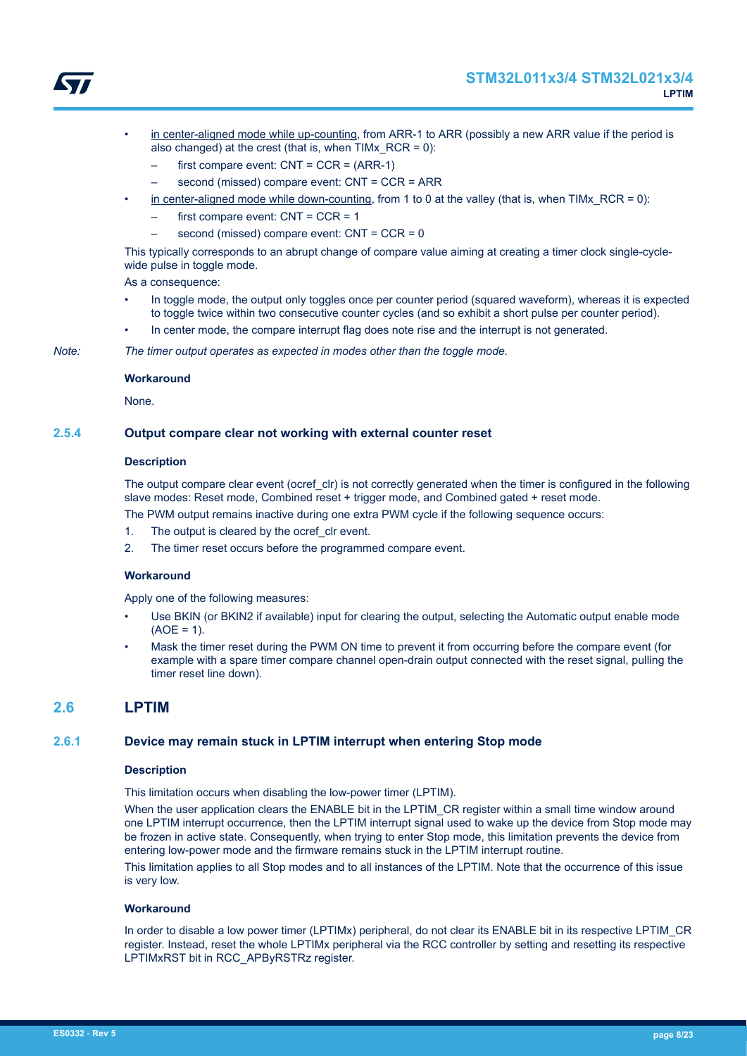- <u>in center-aligned mode while up-counting</u>, from ARR-1 to ARR (possibly a new ARR value if the period is also changed) at the crest (that is, when TIMx_RCR = 0):
  – first compare event: CNT = CCR = (ARR-1)
  – second (missed) compare event: CNT = CCR = ARR
- <u>in center-aligned mode while down-counting</u>, from 1 to 0 at the valley (that is, when TIMx_RCR = 0):
  – first compare event: CNT = CCR = 1
  – second (missed) compare event: CNT = CCR = 0

This typically corresponds to an abrupt change of compare value aiming at creating a timer clock single-cycle-wide pulse in toggle mode.

As a consequence:

- In toggle mode, the output only toggles once per counter period (squared waveform), whereas it is expected to toggle twice within two consecutive counter cycles (and so exhibit a short pulse per counter period).
- In center mode, the compare interrupt flag does note rise and the interrupt is not generated.

*Note: The timer output operates as expected in modes other than the toggle mode.*

**Workaround**

None.

### 2.5.4 Output compare clear not working with external counter reset

**Description**

The output compare clear event (ocref_clr) is not correctly generated when the timer is configured in the following slave modes: Reset mode, Combined reset + trigger mode, and Combined gated + reset mode.

The PWM output remains inactive during one extra PWM cycle if the following sequence occurs:

1. The output is cleared by the ocref_clr event.
2. The timer reset occurs before the programmed compare event.

**Workaround**

Apply one of the following measures:

- Use BKIN (or BKIN2 if available) input for clearing the output, selecting the Automatic output enable mode (AOE = 1).
- Mask the timer reset during the PWM ON time to prevent it from occurring before the compare event (for example with a spare timer compare channel open-drain output connected with the reset signal, pulling the timer reset line down).

## 2.6 LPTIM

### 2.6.1 Device may remain stuck in LPTIM interrupt when entering Stop mode

**Description**

This limitation occurs when disabling the low-power timer (LPTIM).

When the user application clears the ENABLE bit in the LPTIM_CR register within a small time window around one LPTIM interrupt occurrence, then the LPTIM interrupt signal used to wake up the device from Stop mode may be frozen in active state. Consequently, when trying to enter Stop mode, this limitation prevents the device from entering low-power mode and the firmware remains stuck in the LPTIM interrupt routine.

This limitation applies to all Stop modes and to all instances of the LPTIM. Note that the occurrence of this issue is very low.

**Workaround**

In order to disable a low power timer (LPTIMx) peripheral, do not clear its ENABLE bit in its respective LPTIM_CR register. Instead, reset the whole LPTIMx peripheral via the RCC controller by setting and resetting its respective LPTIMxRST bit in RCC_APByRSTRz register.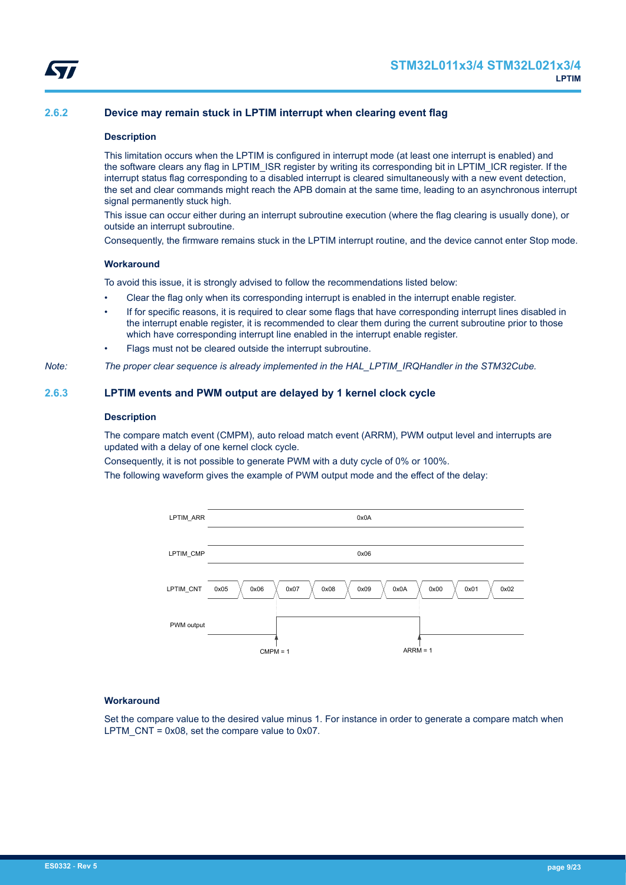### 2.6.2 Device may remain stuck in LPTIM interrupt when clearing event flag

#### Description

This limitation occurs when the LPTIM is configured in interrupt mode (at least one interrupt is enabled) and the software clears any flag in LPTIM_ISR register by writing its corresponding bit in LPTIM_ICR register. If the interrupt status flag corresponding to a disabled interrupt is cleared simultaneously with a new event detection, the set and clear commands might reach the APB domain at the same time, leading to an asynchronous interrupt signal permanently stuck high.

This issue can occur either during an interrupt subroutine execution (where the flag clearing is usually done), or outside an interrupt subroutine.

Consequently, the firmware remains stuck in the LPTIM interrupt routine, and the device cannot enter Stop mode.

#### Workaround

To avoid this issue, it is strongly advised to follow the recommendations listed below:

- Clear the flag only when its corresponding interrupt is enabled in the interrupt enable register.
- If for specific reasons, it is required to clear some flags that have corresponding interrupt lines disabled in the interrupt enable register, it is recommended to clear them during the current subroutine prior to those which have corresponding interrupt line enabled in the interrupt enable register.
- Flags must not be cleared outside the interrupt subroutine.

*Note: The proper clear sequence is already implemented in the HAL_LPTIM_IRQHandler in the STM32Cube.*

### 2.6.3 LPTIM events and PWM output are delayed by 1 kernel clock cycle

#### Description

The compare match event (CMPM), auto reload match event (ARRM), PWM output level and interrupts are updated with a delay of one kernel clock cycle.

Consequently, it is not possible to generate PWM with a duty cycle of 0% or 100%.

The following waveform gives the example of PWM output mode and the effect of the delay:

| Signal | | | | | | | | | |
|---|---|---|---|---|---|---|---|---|---|
| LPTIM_ARR | 0x0A | | | | | | | | |
| LPTIM_CMP | 0x06 | | | | | | | | |
| LPTIM_CNT | 0x05 | 0x06 | 0x07 | 0x08 | 0x09 | 0x0A | 0x00 | 0x01 | 0x02 |
| PWM output | low | low | high | high | high | high | low | low | low |
| Events | | | CMPM = 1 | | | | ARRM = 1 | | |

#### Workaround

Set the compare value to the desired value minus 1. For instance in order to generate a compare match when LPTM_CNT = 0x08, set the compare value to 0x07.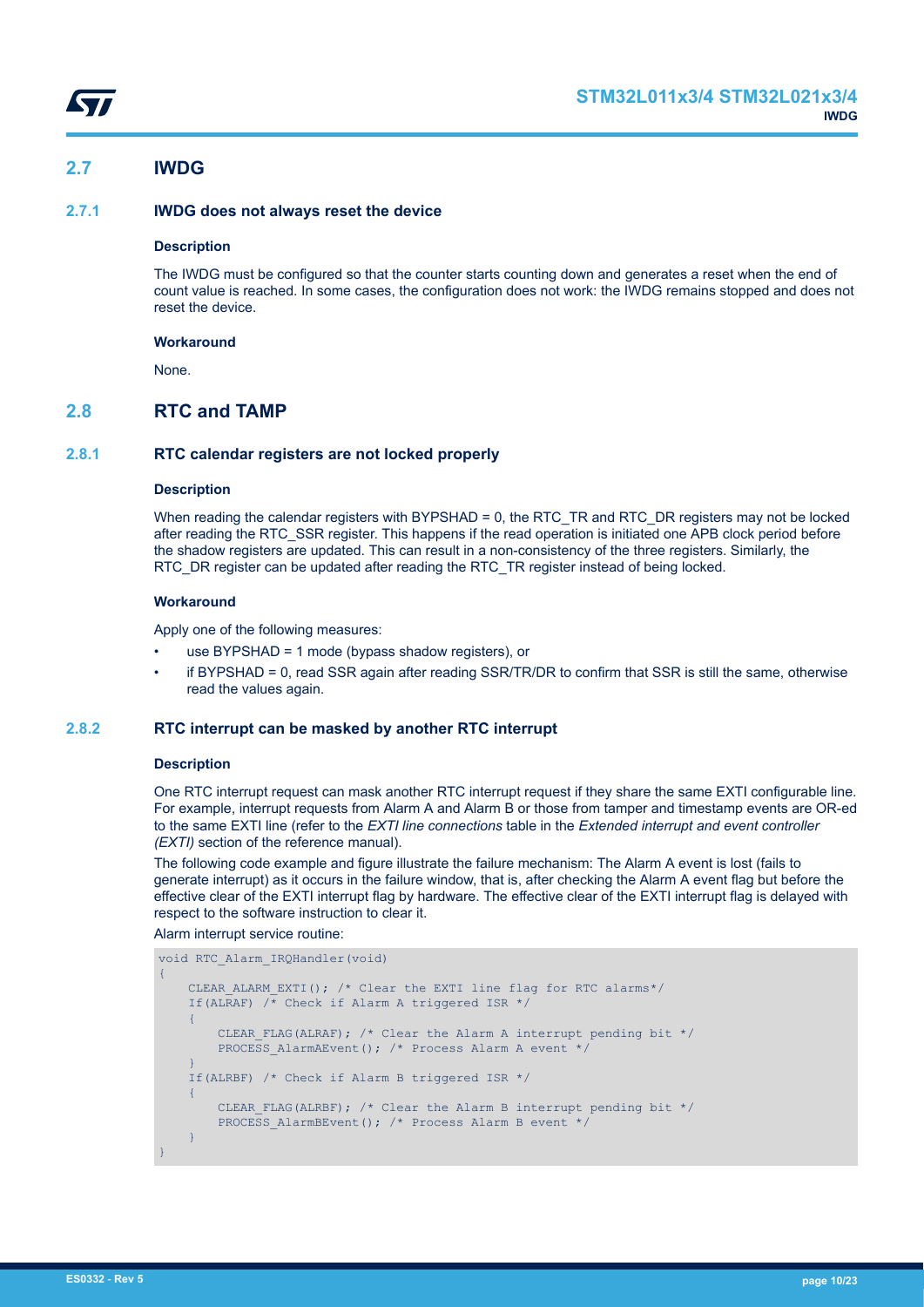## 2.7 IWDG

### 2.7.1 IWDG does not always reset the device

#### Description

The IWDG must be configured so that the counter starts counting down and generates a reset when the end of count value is reached. In some cases, the configuration does not work: the IWDG remains stopped and does not reset the device.

#### Workaround

None.

## 2.8 RTC and TAMP

### 2.8.1 RTC calendar registers are not locked properly

#### Description

When reading the calendar registers with BYPSHAD = 0, the RTC_TR and RTC_DR registers may not be locked after reading the RTC_SSR register. This happens if the read operation is initiated one APB clock period before the shadow registers are updated. This can result in a non-consistency of the three registers. Similarly, the RTC_DR register can be updated after reading the RTC_TR register instead of being locked.

#### Workaround

Apply one of the following measures:

- use BYPSHAD = 1 mode (bypass shadow registers), or
- if BYPSHAD = 0, read SSR again after reading SSR/TR/DR to confirm that SSR is still the same, otherwise read the values again.

### 2.8.2 RTC interrupt can be masked by another RTC interrupt

#### Description

One RTC interrupt request can mask another RTC interrupt request if they share the same EXTI configurable line. For example, interrupt requests from Alarm A and Alarm B or those from tamper and timestamp events are OR-ed to the same EXTI line (refer to the *EXTI line connections* table in the *Extended interrupt and event controller (EXTI)* section of the reference manual).

The following code example and figure illustrate the failure mechanism: The Alarm A event is lost (fails to generate interrupt) as it occurs in the failure window, that is, after checking the Alarm A event flag but before the effective clear of the EXTI interrupt flag by hardware. The effective clear of the EXTI interrupt flag is delayed with respect to the software instruction to clear it.

Alarm interrupt service routine:

```
void RTC_Alarm_IRQHandler(void)
{
    CLEAR_ALARM_EXTI(); /* Clear the EXTI line flag for RTC alarms*/
    If(ALRAF) /* Check if Alarm A triggered ISR */
    {
        CLEAR_FLAG(ALRAF); /* Clear the Alarm A interrupt pending bit */
        PROCESS_AlarmAEvent(); /* Process Alarm A event */
    }
    If(ALRBF) /* Check if Alarm B triggered ISR */
    {
        CLEAR_FLAG(ALRBF); /* Clear the Alarm B interrupt pending bit */
        PROCESS_AlarmBEvent(); /* Process Alarm B event */
    }
}
```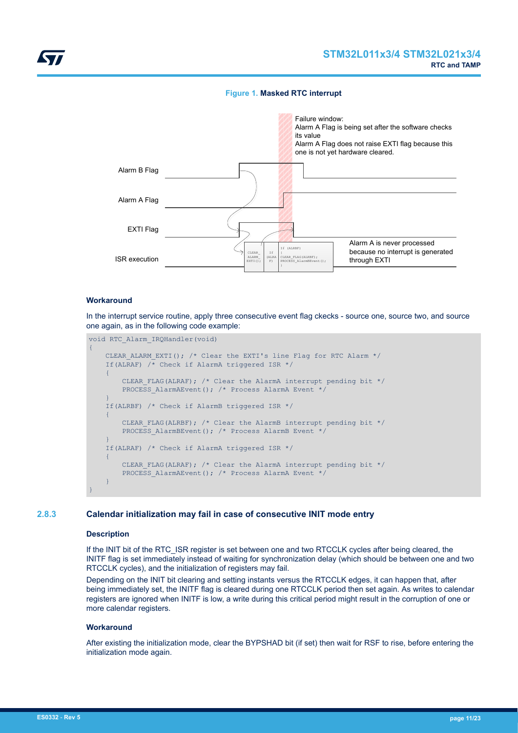**Figure 1. Masked RTC interrupt**

Failure window:
Alarm A Flag is being set after the software checks its value
Alarm A Flag does not raise EXTI flag because this one is not yet hardware cleared.

Alarm B Flag

Alarm A Flag

EXTI Flag

ISR execution

Alarm A is never processed because no interrupt is generated through EXTI

#### Workaround

In the interrupt service routine, apply three consecutive event flag ckecks - source one, source two, and source one again, as in the following code example:

```
void RTC_Alarm_IRQHandler(void)
{
    CLEAR_ALARM_EXTI(); /* Clear the EXTI's line Flag for RTC Alarm */
    If(ALRAF) /* Check if AlarmA triggered ISR */
    {
        CLEAR_FLAG(ALRAF); /* Clear the AlarmA interrupt pending bit */
        PROCESS_AlarmAEvent(); /* Process AlarmA Event */
    }
    If(ALRBF) /* Check if AlarmB triggered ISR */
    {
        CLEAR_FLAG(ALRBF); /* Clear the AlarmB interrupt pending bit */
        PROCESS_AlarmBEvent(); /* Process AlarmB Event */
    }
    If(ALRAF) /* Check if AlarmA triggered ISR */
    {
        CLEAR_FLAG(ALRAF); /* Clear the AlarmA interrupt pending bit */
        PROCESS_AlarmAEvent(); /* Process AlarmA Event */
    }
}
```

### 2.8.3 Calendar initialization may fail in case of consecutive INIT mode entry

#### Description

If the INIT bit of the RTC_ISR register is set between one and two RTCCLK cycles after being cleared, the INITF flag is set immediately instead of waiting for synchronization delay (which should be between one and two RTCCLK cycles), and the initialization of registers may fail.

Depending on the INIT bit clearing and setting instants versus the RTCCLK edges, it can happen that, after being immediately set, the INITF flag is cleared during one RTCCLK period then set again. As writes to calendar registers are ignored when INITF is low, a write during this critical period might result in the corruption of one or more calendar registers.

#### Workaround

After existing the initialization mode, clear the BYPSHAD bit (if set) then wait for RSF to rise, before entering the initialization mode again.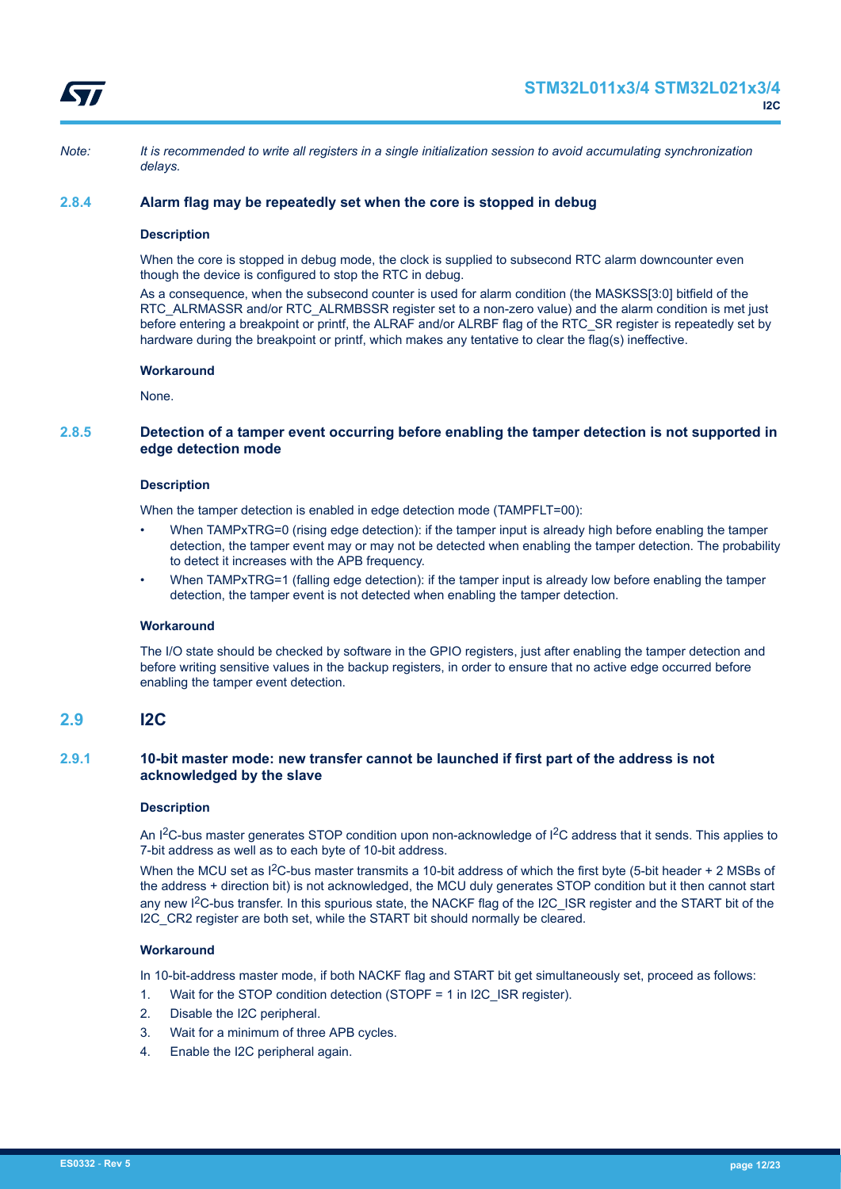*Note: It is recommended to write all registers in a single initialization session to avoid accumulating synchronization delays.*

### 2.8.4 Alarm flag may be repeatedly set when the core is stopped in debug

#### Description

When the core is stopped in debug mode, the clock is supplied to subsecond RTC alarm downcounter even though the device is configured to stop the RTC in debug.

As a consequence, when the subsecond counter is used for alarm condition (the MASKSS[3:0] bitfield of the RTC_ALRMASSR and/or RTC_ALRMBSSR register set to a non-zero value) and the alarm condition is met just before entering a breakpoint or printf, the ALRAF and/or ALRBF flag of the RTC_SR register is repeatedly set by hardware during the breakpoint or printf, which makes any tentative to clear the flag(s) ineffective.

#### Workaround

None.

### 2.8.5 Detection of a tamper event occurring before enabling the tamper detection is not supported in edge detection mode

#### Description

When the tamper detection is enabled in edge detection mode (TAMPFLT=00):

- When TAMPxTRG=0 (rising edge detection): if the tamper input is already high before enabling the tamper detection, the tamper event may or may not be detected when enabling the tamper detection. The probability to detect it increases with the APB frequency.
- When TAMPxTRG=1 (falling edge detection): if the tamper input is already low before enabling the tamper detection, the tamper event is not detected when enabling the tamper detection.

#### Workaround

The I/O state should be checked by software in the GPIO registers, just after enabling the tamper detection and before writing sensitive values in the backup registers, in order to ensure that no active edge occurred before enabling the tamper event detection.

## 2.9 I2C

### 2.9.1 10-bit master mode: new transfer cannot be launched if first part of the address is not acknowledged by the slave

#### Description

An $I^2C$-bus master generates STOP condition upon non-acknowledge of $I^2C$ address that it sends. This applies to 7-bit address as well as to each byte of 10-bit address.

When the MCU set as $I^2C$-bus master transmits a 10-bit address of which the first byte (5-bit header + 2 MSBs of the address + direction bit) is not acknowledged, the MCU duly generates STOP condition but it then cannot start any new $I^2C$-bus transfer. In this spurious state, the NACKF flag of the I2C_ISR register and the START bit of the I2C_CR2 register are both set, while the START bit should normally be cleared.

#### Workaround

In 10-bit-address master mode, if both NACKF flag and START bit get simultaneously set, proceed as follows:

1. Wait for the STOP condition detection (STOPF = 1 in I2C_ISR register).
2. Disable the I2C peripheral.
3. Wait for a minimum of three APB cycles.
4. Enable the I2C peripheral again.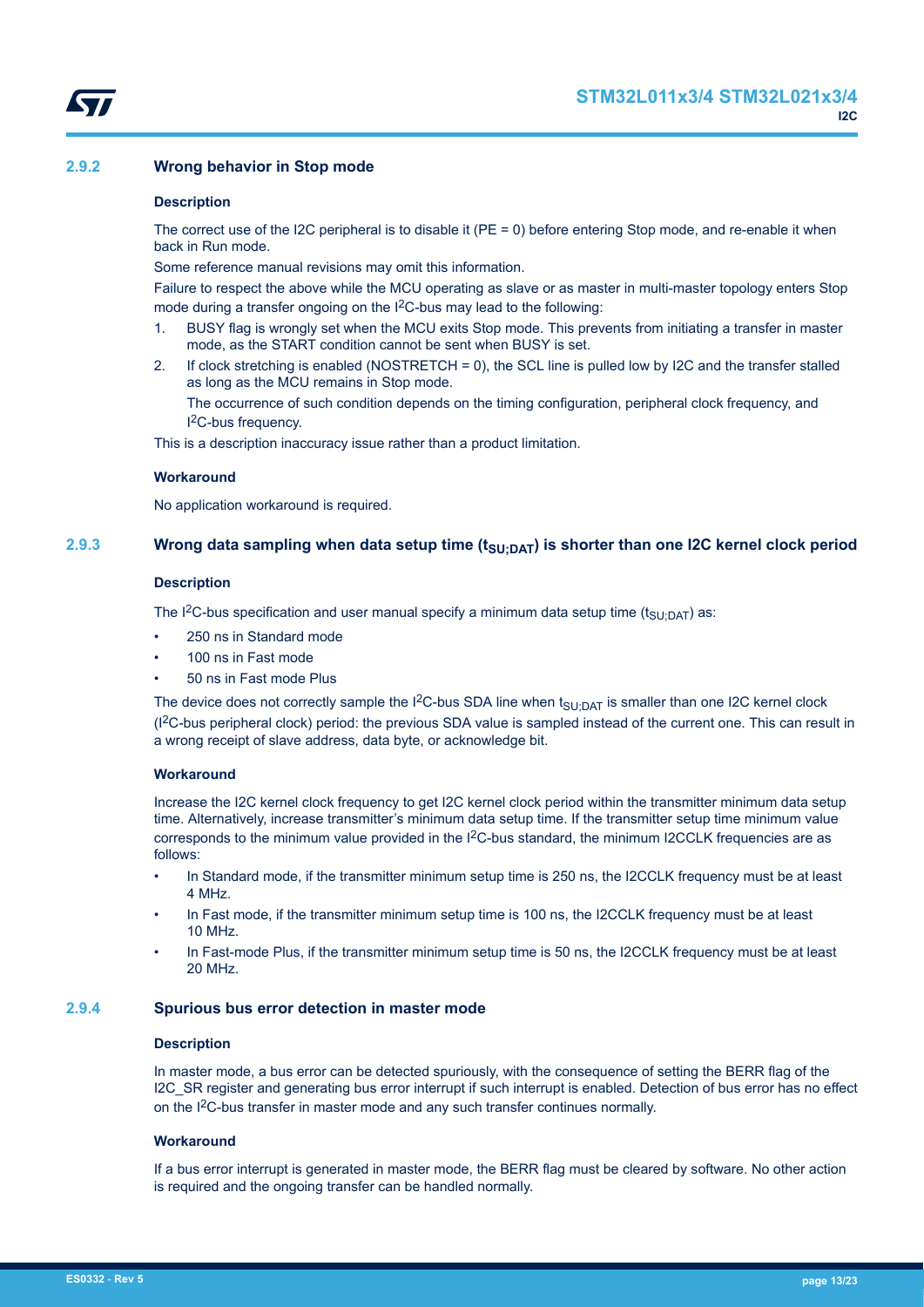### 2.9.2 Wrong behavior in Stop mode

#### Description

The correct use of the I2C peripheral is to disable it (PE = 0) before entering Stop mode, and re-enable it when back in Run mode.

Some reference manual revisions may omit this information.

Failure to respect the above while the MCU operating as slave or as master in multi-master topology enters Stop mode during a transfer ongoing on the $I^2C$-bus may lead to the following:

1. BUSY flag is wrongly set when the MCU exits Stop mode. This prevents from initiating a transfer in master mode, as the START condition cannot be sent when BUSY is set.
2. If clock stretching is enabled (NOSTRETCH = 0), the SCL line is pulled low by I2C and the transfer stalled as long as the MCU remains in Stop mode.

   The occurrence of such condition depends on the timing configuration, peripheral clock frequency, and $I^2C$-bus frequency.

This is a description inaccuracy issue rather than a product limitation.

#### Workaround

No application workaround is required.

### 2.9.3 Wrong data sampling when data setup time ($t_{SU;DAT}$) is shorter than one I2C kernel clock period

#### Description

The $I^2C$-bus specification and user manual specify a minimum data setup time ($t_{SU;DAT}$) as:

- 250 ns in Standard mode
- 100 ns in Fast mode
- 50 ns in Fast mode Plus

The device does not correctly sample the $I^2C$-bus SDA line when $t_{SU;DAT}$ is smaller than one I2C kernel clock ($I^2C$-bus peripheral clock) period: the previous SDA value is sampled instead of the current one. This can result in a wrong receipt of slave address, data byte, or acknowledge bit.

#### Workaround

Increase the I2C kernel clock frequency to get I2C kernel clock period within the transmitter minimum data setup time. Alternatively, increase transmitter's minimum data setup time. If the transmitter setup time minimum value corresponds to the minimum value provided in the $I^2C$-bus standard, the minimum I2CCLK frequencies are as follows:

- In Standard mode, if the transmitter minimum setup time is 250 ns, the I2CCLK frequency must be at least 4 MHz.
- In Fast mode, if the transmitter minimum setup time is 100 ns, the I2CCLK frequency must be at least 10 MHz.
- In Fast-mode Plus, if the transmitter minimum setup time is 50 ns, the I2CCLK frequency must be at least 20 MHz.

### 2.9.4 Spurious bus error detection in master mode

#### Description

In master mode, a bus error can be detected spuriously, with the consequence of setting the BERR flag of the I2C_SR register and generating bus error interrupt if such interrupt is enabled. Detection of bus error has no effect on the $I^2C$-bus transfer in master mode and any such transfer continues normally.

#### Workaround

If a bus error interrupt is generated in master mode, the BERR flag must be cleared by software. No other action is required and the ongoing transfer can be handled normally.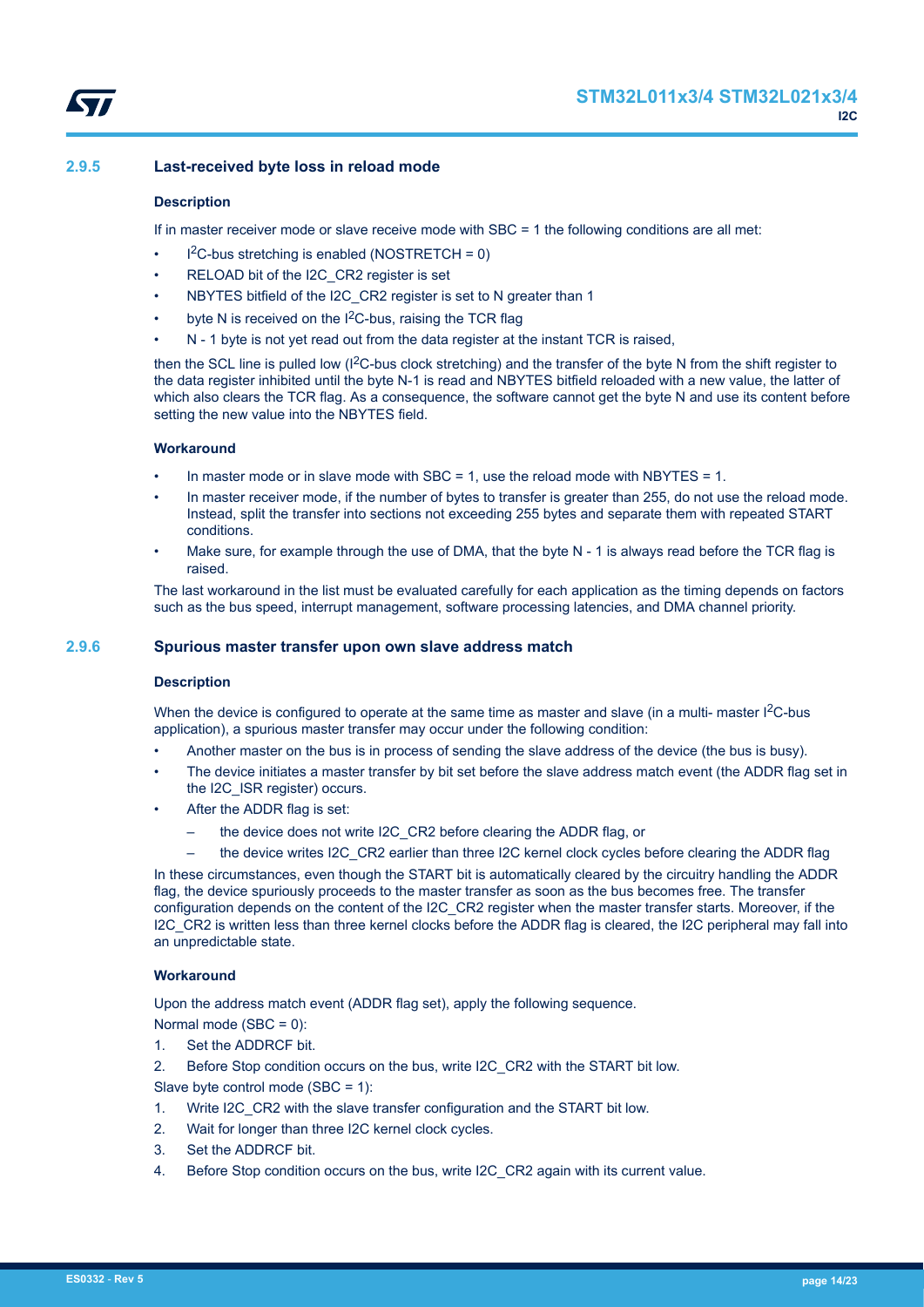### 2.9.5 Last-received byte loss in reload mode

#### Description

If in master receiver mode or slave receive mode with SBC = 1 the following conditions are all met:

- I$^2$C-bus stretching is enabled (NOSTRETCH = 0)
- RELOAD bit of the I2C_CR2 register is set
- NBYTES bitfield of the I2C_CR2 register is set to N greater than 1
- byte N is received on the I$^2$C-bus, raising the TCR flag
- N - 1 byte is not yet read out from the data register at the instant TCR is raised,

then the SCL line is pulled low (I$^2$C-bus clock stretching) and the transfer of the byte N from the shift register to the data register inhibited until the byte N-1 is read and NBYTES bitfield reloaded with a new value, the latter of which also clears the TCR flag. As a consequence, the software cannot get the byte N and use its content before setting the new value into the NBYTES field.

#### Workaround

- In master mode or in slave mode with SBC = 1, use the reload mode with NBYTES = 1.
- In master receiver mode, if the number of bytes to transfer is greater than 255, do not use the reload mode. Instead, split the transfer into sections not exceeding 255 bytes and separate them with repeated START conditions.
- Make sure, for example through the use of DMA, that the byte N - 1 is always read before the TCR flag is raised.

The last workaround in the list must be evaluated carefully for each application as the timing depends on factors such as the bus speed, interrupt management, software processing latencies, and DMA channel priority.

### 2.9.6 Spurious master transfer upon own slave address match

#### Description

When the device is configured to operate at the same time as master and slave (in a multi- master I$^2$C-bus application), a spurious master transfer may occur under the following condition:

- Another master on the bus is in process of sending the slave address of the device (the bus is busy).
- The device initiates a master transfer by bit set before the slave address match event (the ADDR flag set in the I2C_ISR register) occurs.
- After the ADDR flag is set:
  - the device does not write I2C_CR2 before clearing the ADDR flag, or
  - the device writes I2C_CR2 earlier than three I2C kernel clock cycles before clearing the ADDR flag

In these circumstances, even though the START bit is automatically cleared by the circuitry handling the ADDR flag, the device spuriously proceeds to the master transfer as soon as the bus becomes free. The transfer configuration depends on the content of the I2C_CR2 register when the master transfer starts. Moreover, if the I2C_CR2 is written less than three kernel clocks before the ADDR flag is cleared, the I2C peripheral may fall into an unpredictable state.

#### Workaround

Upon the address match event (ADDR flag set), apply the following sequence.

Normal mode (SBC = 0):

1. Set the ADDRCF bit.
2. Before Stop condition occurs on the bus, write I2C_CR2 with the START bit low.

Slave byte control mode (SBC = 1):

1. Write I2C_CR2 with the slave transfer configuration and the START bit low.
2. Wait for longer than three I2C kernel clock cycles.
3. Set the ADDRCF bit.
4. Before Stop condition occurs on the bus, write I2C_CR2 again with its current value.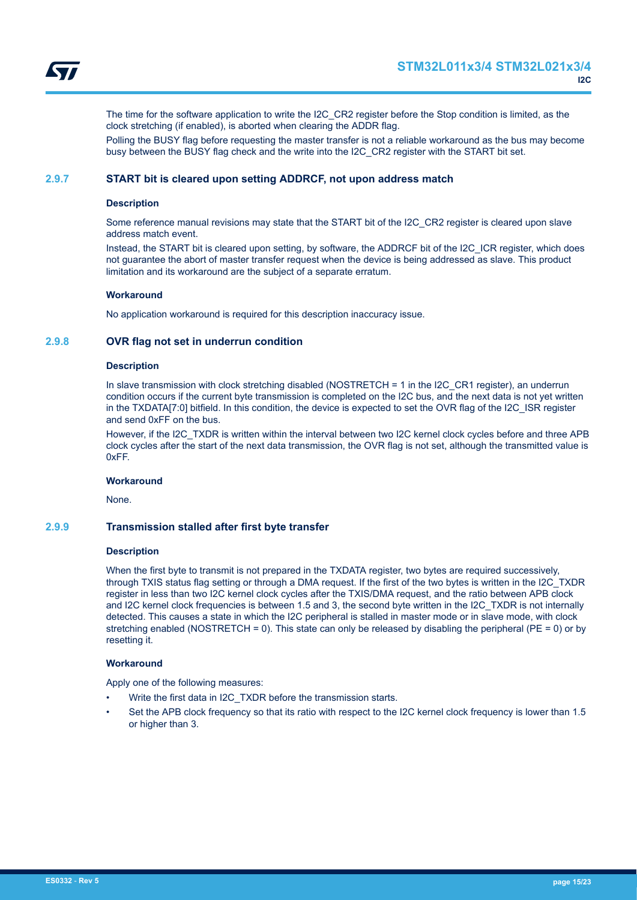The time for the software application to write the I2C_CR2 register before the Stop condition is limited, as the clock stretching (if enabled), is aborted when clearing the ADDR flag.

Polling the BUSY flag before requesting the master transfer is not a reliable workaround as the bus may become busy between the BUSY flag check and the write into the I2C_CR2 register with the START bit set.

### 2.9.7 START bit is cleared upon setting ADDRCF, not upon address match

**Description**

Some reference manual revisions may state that the START bit of the I2C_CR2 register is cleared upon slave address match event.

Instead, the START bit is cleared upon setting, by software, the ADDRCF bit of the I2C_ICR register, which does not guarantee the abort of master transfer request when the device is being addressed as slave. This product limitation and its workaround are the subject of a separate erratum.

**Workaround**

No application workaround is required for this description inaccuracy issue.

### 2.9.8 OVR flag not set in underrun condition

**Description**

In slave transmission with clock stretching disabled (NOSTRETCH = 1 in the I2C_CR1 register), an underrun condition occurs if the current byte transmission is completed on the I2C bus, and the next data is not yet written in the TXDATA[7:0] bitfield. In this condition, the device is expected to set the OVR flag of the I2C_ISR register and send 0xFF on the bus.

However, if the I2C_TXDR is written within the interval between two I2C kernel clock cycles before and three APB clock cycles after the start of the next data transmission, the OVR flag is not set, although the transmitted value is 0xFF.

**Workaround**

None.

### 2.9.9 Transmission stalled after first byte transfer

**Description**

When the first byte to transmit is not prepared in the TXDATA register, two bytes are required successively, through TXIS status flag setting or through a DMA request. If the first of the two bytes is written in the I2C_TXDR register in less than two I2C kernel clock cycles after the TXIS/DMA request, and the ratio between APB clock and I2C kernel clock frequencies is between 1.5 and 3, the second byte written in the I2C_TXDR is not internally detected. This causes a state in which the I2C peripheral is stalled in master mode or in slave mode, with clock stretching enabled (NOSTRETCH = 0). This state can only be released by disabling the peripheral (PE = 0) or by resetting it.

**Workaround**

Apply one of the following measures:

- Write the first data in I2C_TXDR before the transmission starts.
- Set the APB clock frequency so that its ratio with respect to the I2C kernel clock frequency is lower than 1.5 or higher than 3.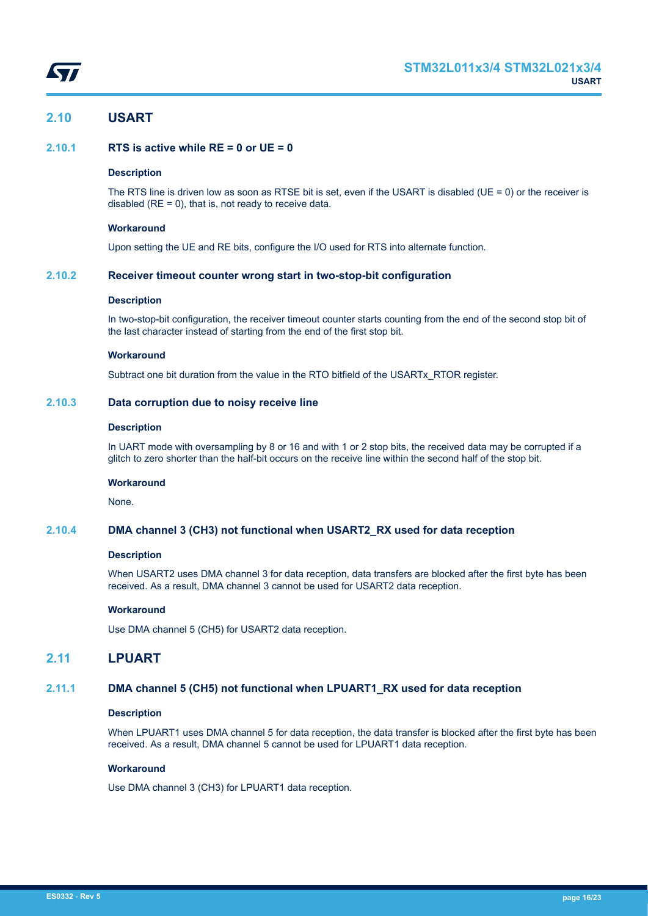## 2.10 USART

### 2.10.1 RTS is active while RE = 0 or UE = 0

#### Description

The RTS line is driven low as soon as RTSE bit is set, even if the USART is disabled (UE = 0) or the receiver is disabled (RE = 0), that is, not ready to receive data.

#### Workaround

Upon setting the UE and RE bits, configure the I/O used for RTS into alternate function.

### 2.10.2 Receiver timeout counter wrong start in two-stop-bit configuration

#### Description

In two-stop-bit configuration, the receiver timeout counter starts counting from the end of the second stop bit of the last character instead of starting from the end of the first stop bit.

#### Workaround

Subtract one bit duration from the value in the RTO bitfield of the USARTx_RTOR register.

### 2.10.3 Data corruption due to noisy receive line

#### Description

In UART mode with oversampling by 8 or 16 and with 1 or 2 stop bits, the received data may be corrupted if a glitch to zero shorter than the half-bit occurs on the receive line within the second half of the stop bit.

#### Workaround

None.

### 2.10.4 DMA channel 3 (CH3) not functional when USART2_RX used for data reception

#### Description

When USART2 uses DMA channel 3 for data reception, data transfers are blocked after the first byte has been received. As a result, DMA channel 3 cannot be used for USART2 data reception.

#### Workaround

Use DMA channel 5 (CH5) for USART2 data reception.

## 2.11 LPUART

### 2.11.1 DMA channel 5 (CH5) not functional when LPUART1_RX used for data reception

#### Description

When LPUART1 uses DMA channel 5 for data reception, the data transfer is blocked after the first byte has been received. As a result, DMA channel 5 cannot be used for LPUART1 data reception.

#### Workaround

Use DMA channel 3 (CH3) for LPUART1 data reception.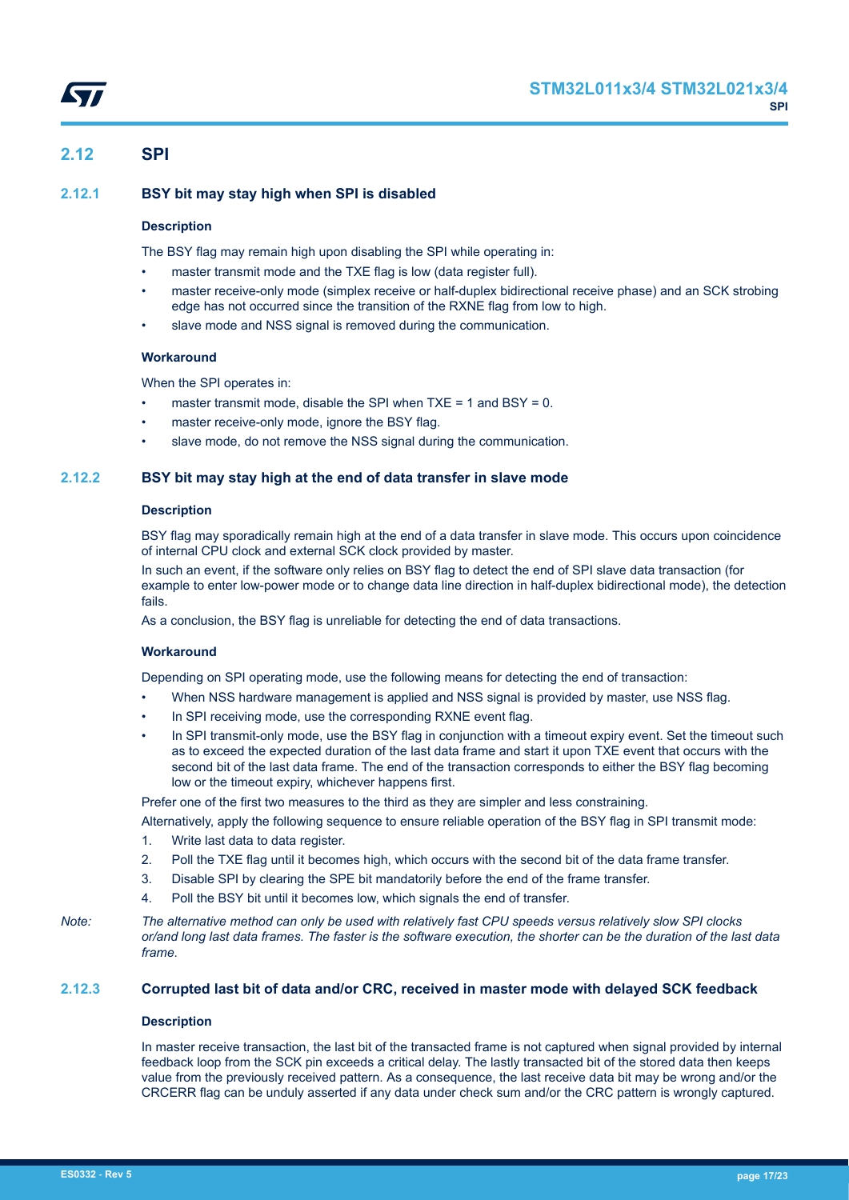## 2.12 SPI

### 2.12.1 BSY bit may stay high when SPI is disabled

#### Description

The BSY flag may remain high upon disabling the SPI while operating in:

- master transmit mode and the TXE flag is low (data register full).
- master receive-only mode (simplex receive or half-duplex bidirectional receive phase) and an SCK strobing edge has not occurred since the transition of the RXNE flag from low to high.
- slave mode and NSS signal is removed during the communication.

#### Workaround

When the SPI operates in:

- master transmit mode, disable the SPI when TXE = 1 and BSY = 0.
- master receive-only mode, ignore the BSY flag.
- slave mode, do not remove the NSS signal during the communication.

### 2.12.2 BSY bit may stay high at the end of data transfer in slave mode

#### Description

BSY flag may sporadically remain high at the end of a data transfer in slave mode. This occurs upon coincidence of internal CPU clock and external SCK clock provided by master.

In such an event, if the software only relies on BSY flag to detect the end of SPI slave data transaction (for example to enter low-power mode or to change data line direction in half-duplex bidirectional mode), the detection fails.

As a conclusion, the BSY flag is unreliable for detecting the end of data transactions.

#### Workaround

Depending on SPI operating mode, use the following means for detecting the end of transaction:

- When NSS hardware management is applied and NSS signal is provided by master, use NSS flag.
- In SPI receiving mode, use the corresponding RXNE event flag.
- In SPI transmit-only mode, use the BSY flag in conjunction with a timeout expiry event. Set the timeout such as to exceed the expected duration of the last data frame and start it upon TXE event that occurs with the second bit of the last data frame. The end of the transaction corresponds to either the BSY flag becoming low or the timeout expiry, whichever happens first.

Prefer one of the first two measures to the third as they are simpler and less constraining.

Alternatively, apply the following sequence to ensure reliable operation of the BSY flag in SPI transmit mode:

1. Write last data to data register.
2. Poll the TXE flag until it becomes high, which occurs with the second bit of the data frame transfer.
3. Disable SPI by clearing the SPE bit mandatorily before the end of the frame transfer.
4. Poll the BSY bit until it becomes low, which signals the end of transfer.

*Note: The alternative method can only be used with relatively fast CPU speeds versus relatively slow SPI clocks or/and long last data frames. The faster is the software execution, the shorter can be the duration of the last data frame.*

### 2.12.3 Corrupted last bit of data and/or CRC, received in master mode with delayed SCK feedback

#### Description

In master receive transaction, the last bit of the transacted frame is not captured when signal provided by internal feedback loop from the SCK pin exceeds a critical delay. The lastly transacted bit of the stored data then keeps value from the previously received pattern. As a consequence, the last receive data bit may be wrong and/or the CRCERR flag can be unduly asserted if any data under check sum and/or the CRC pattern is wrongly captured.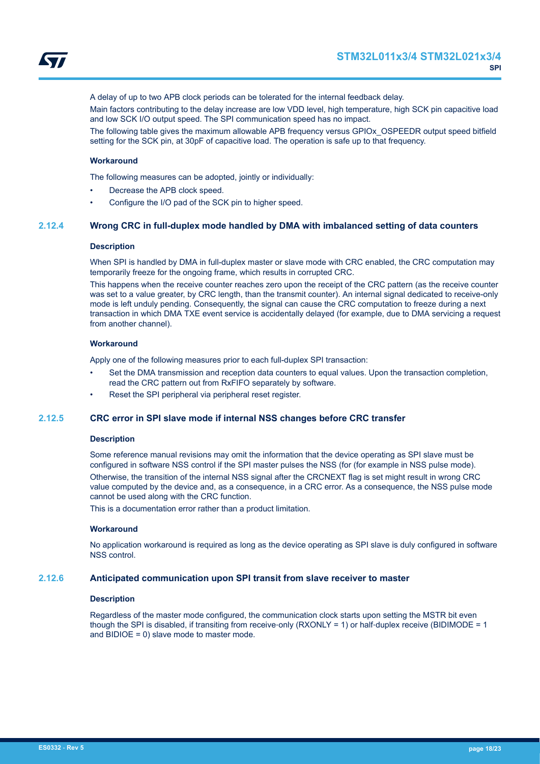A delay of up to two APB clock periods can be tolerated for the internal feedback delay.

Main factors contributing to the delay increase are low VDD level, high temperature, high SCK pin capacitive load and low SCK I/O output speed. The SPI communication speed has no impact.

The following table gives the maximum allowable APB frequency versus GPIOx_OSPEEDR output speed bitfield setting for the SCK pin, at 30pF of capacitive load. The operation is safe up to that frequency.

**Workaround**

The following measures can be adopted, jointly or individually:

- Decrease the APB clock speed.
- Configure the I/O pad of the SCK pin to higher speed.

### 2.12.4 Wrong CRC in full-duplex mode handled by DMA with imbalanced setting of data counters

**Description**

When SPI is handled by DMA in full-duplex master or slave mode with CRC enabled, the CRC computation may temporarily freeze for the ongoing frame, which results in corrupted CRC.

This happens when the receive counter reaches zero upon the receipt of the CRC pattern (as the receive counter was set to a value greater, by CRC length, than the transmit counter). An internal signal dedicated to receive-only mode is left unduly pending. Consequently, the signal can cause the CRC computation to freeze during a next transaction in which DMA TXE event service is accidentally delayed (for example, due to DMA servicing a request from another channel).

**Workaround**

Apply one of the following measures prior to each full-duplex SPI transaction:

- Set the DMA transmission and reception data counters to equal values. Upon the transaction completion, read the CRC pattern out from RxFIFO separately by software.
- Reset the SPI peripheral via peripheral reset register.

### 2.12.5 CRC error in SPI slave mode if internal NSS changes before CRC transfer

**Description**

Some reference manual revisions may omit the information that the device operating as SPI slave must be configured in software NSS control if the SPI master pulses the NSS (for (for example in NSS pulse mode). Otherwise, the transition of the internal NSS signal after the CRCNEXT flag is set might result in wrong CRC value computed by the device and, as a consequence, in a CRC error. As a consequence, the NSS pulse mode cannot be used along with the CRC function.

This is a documentation error rather than a product limitation.

**Workaround**

No application workaround is required as long as the device operating as SPI slave is duly configured in software NSS control.

### 2.12.6 Anticipated communication upon SPI transit from slave receiver to master

**Description**

Regardless of the master mode configured, the communication clock starts upon setting the MSTR bit even though the SPI is disabled, if transiting from receive-only (RXONLY = 1) or half-duplex receive (BIDIMODE = 1 and BIDIOE = 0) slave mode to master mode.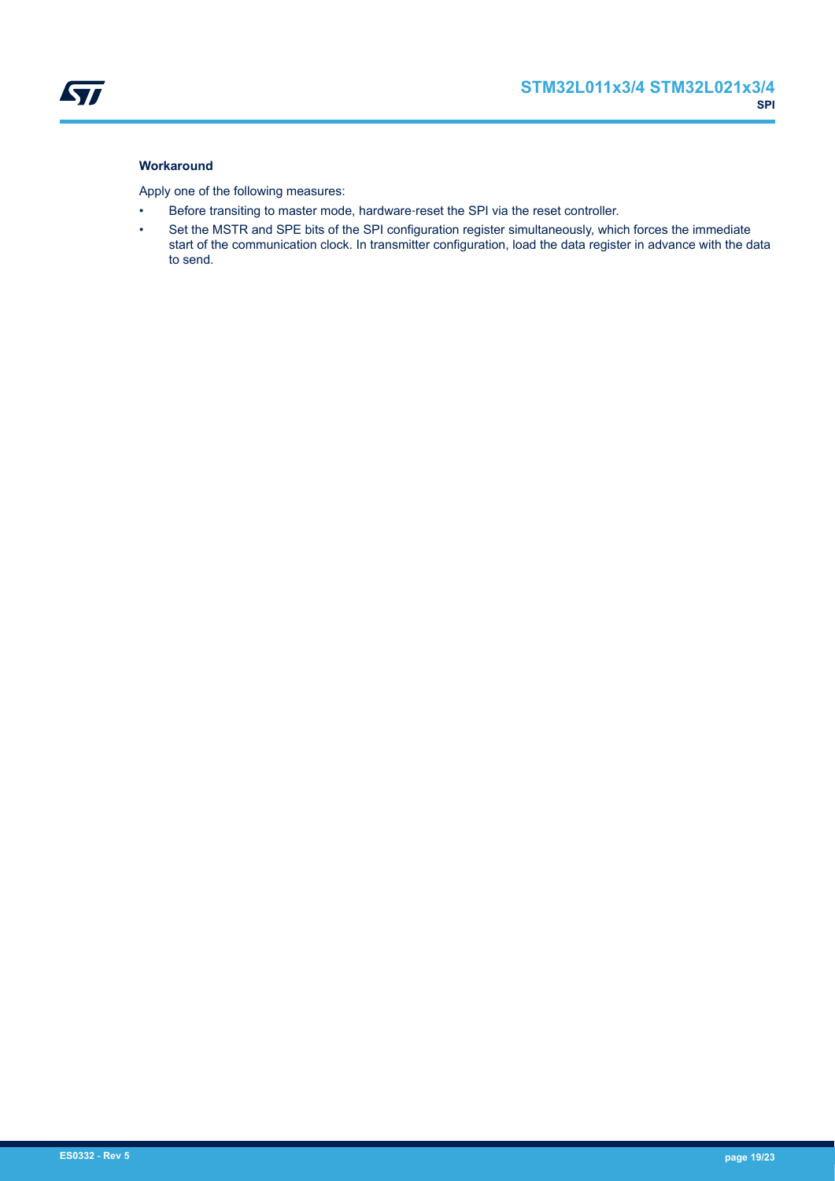#### Workaround

Apply one of the following measures:

- Before transiting to master mode, hardware-reset the SPI via the reset controller.
- Set the MSTR and SPE bits of the SPI configuration register simultaneously, which forces the immediate start of the communication clock. In transmitter configuration, load the data register in advance with the data to send.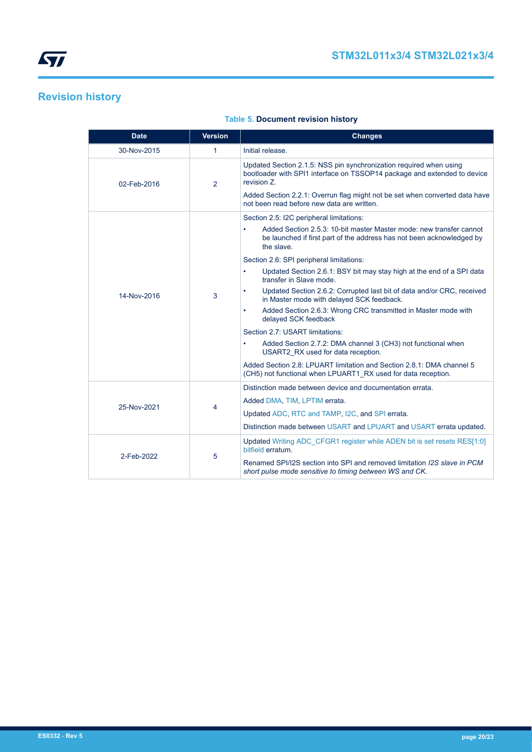# Revision history

**Table 5. Document revision history**

| Date | Version | Changes |
|---|---|---|
| 30-Nov-2015 | 1 | Initial release. |
| 02-Feb-2016 | 2 | Updated Section 2.1.5: NSS pin synchronization required when using bootloader with SPI1 interface on TSSOP14 package and extended to device revision Z.<br><br>Added Section 2.2.1: Overrun flag might not be set when converted data have not been read before new data are written. |
| 14-Nov-2016 | 3 | Section 2.5: I2C peripheral limitations:<br>• Added Section 2.5.3: 10-bit master Master mode: new transfer cannot be launched if first part of the address has not been acknowledged by the slave.<br><br>Section 2.6: SPI peripheral limitations:<br>• Updated Section 2.6.1: BSY bit may stay high at the end of a SPI data transfer in Slave mode.<br>• Updated Section 2.6.2: Corrupted last bit of data and/or CRC, received in Master mode with delayed SCK feedback.<br>• Added Section 2.6.3: Wrong CRC transmitted in Master mode with delayed SCK feedback<br><br>Section 2.7: USART limitations:<br>• Added Section 2.7.2: DMA channel 3 (CH3) not functional when USART2_RX used for data reception.<br><br>Added Section 2.8: LPUART limitation and Section 2.8.1: DMA channel 5 (CH5) not functional when LPUART1_RX used for data reception. |
| 25-Nov-2021 | 4 | Distinction made between device and documentation errata.<br><br>Added DMA, TIM, LPTIM errata.<br><br>Updated ADC, RTC and TAMP, I2C, and SPI errata.<br><br>Distinction made between USART and LPUART and USART errata updated. |
| 2-Feb-2022 | 5 | Updated Writing ADC_CFGR1 register while ADEN bit is set resets RES[1:0] bitfield erratum.<br><br>Renamed SPI/I2S section into SPI and removed limitation *I2S slave in PCM short pulse mode sensitive to timing between WS and CK.* |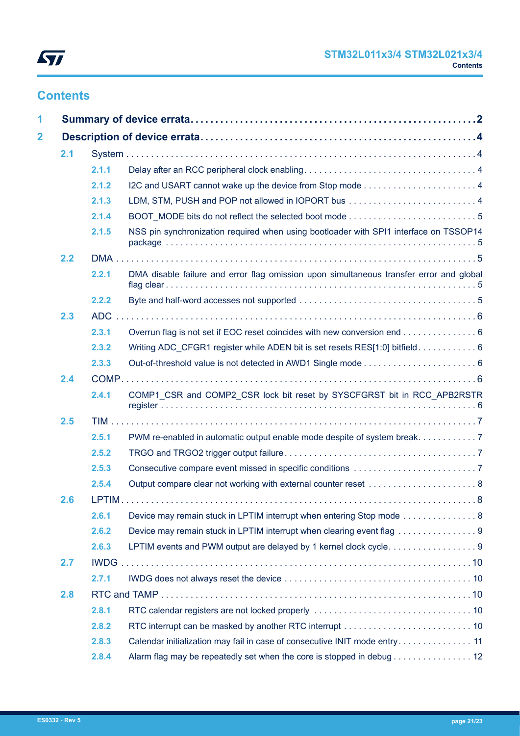## Contents

| | | | |
|---|---|---|---|
| **1** | **Summary of device errata** | | **2** |
| **2** | **Description of device errata** | | **4** |
| | 2.1 | System | 4 |
| | 2.1.1 | Delay after an RCC peripheral clock enabling | 4 |
| | 2.1.2 | I2C and USART cannot wake up the device from Stop mode | 4 |
| | 2.1.3 | LDM, STM, PUSH and POP not allowed in IOPORT bus | 4 |
| | 2.1.4 | BOOT_MODE bits do not reflect the selected boot mode | 5 |
| | 2.1.5 | NSS pin synchronization required when using bootloader with SPI1 interface on TSSOP14 package | 5 |
| | 2.2 | DMA | 5 |
| | 2.2.1 | DMA disable failure and error flag omission upon simultaneous transfer error and global flag clear | 5 |
| | 2.2.2 | Byte and half-word accesses not supported | 5 |
| | 2.3 | ADC | 6 |
| | 2.3.1 | Overrun flag is not set if EOC reset coincides with new conversion end | 6 |
| | 2.3.2 | Writing ADC_CFGR1 register while ADEN bit is set resets RES[1:0] bitfield | 6 |
| | 2.3.3 | Out-of-threshold value is not detected in AWD1 Single mode | 6 |
| | 2.4 | COMP | 6 |
| | 2.4.1 | COMP1_CSR and COMP2_CSR lock bit reset by SYSCFGRST bit in RCC_APB2RSTR register | 6 |
| | 2.5 | TIM | 7 |
| | 2.5.1 | PWM re-enabled in automatic output enable mode despite of system break | 7 |
| | 2.5.2 | TRGO and TRGO2 trigger output failure | 7 |
| | 2.5.3 | Consecutive compare event missed in specific conditions | 7 |
| | 2.5.4 | Output compare clear not working with external counter reset | 8 |
| | 2.6 | LPTIM | 8 |
| | 2.6.1 | Device may remain stuck in LPTIM interrupt when entering Stop mode | 8 |
| | 2.6.2 | Device may remain stuck in LPTIM interrupt when clearing event flag | 9 |
| | 2.6.3 | LPTIM events and PWM output are delayed by 1 kernel clock cycle | 9 |
| | 2.7 | IWDG | 10 |
| | 2.7.1 | IWDG does not always reset the device | 10 |
| | 2.8 | RTC and TAMP | 10 |
| | 2.8.1 | RTC calendar registers are not locked properly | 10 |
| | 2.8.2 | RTC interrupt can be masked by another RTC interrupt | 10 |
| | 2.8.3 | Calendar initialization may fail in case of consecutive INIT mode entry | 11 |
| | 2.8.4 | Alarm flag may be repeatedly set when the core is stopped in debug | 12 |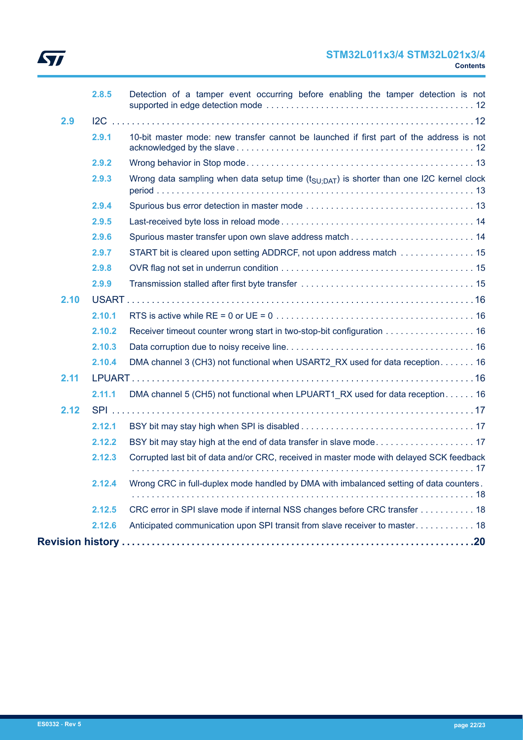- 2.8.5 Detection of a tamper event occurring before enabling the tamper detection is not supported in edge detection mode . . . . . . . . . . 12
- **2.9 I2C** . . . . . . . . . . 12
  - 2.9.1 10-bit master mode: new transfer cannot be launched if first part of the address is not acknowledged by the slave . . . . . . . . . . 12
  - 2.9.2 Wrong behavior in Stop mode . . . . . . . . . . 13
  - 2.9.3 Wrong data sampling when data setup time ($t_{SU;DAT}$) is shorter than one I2C kernel clock period . . . . . . . . . . 13
  - 2.9.4 Spurious bus error detection in master mode . . . . . . . . . . 13
  - 2.9.5 Last-received byte loss in reload mode . . . . . . . . . . 14
  - 2.9.6 Spurious master transfer upon own slave address match . . . . . . . . . . 14
  - 2.9.7 START bit is cleared upon setting ADDRCF, not upon address match . . . . . . . . . . 15
  - 2.9.8 OVR flag not set in underrun condition . . . . . . . . . . 15
  - 2.9.9 Transmission stalled after first byte transfer . . . . . . . . . . 15
- **2.10 USART** . . . . . . . . . . 16
  - 2.10.1 RTS is active while RE = 0 or UE = 0 . . . . . . . . . . 16
  - 2.10.2 Receiver timeout counter wrong start in two-stop-bit configuration . . . . . . . . . . 16
  - 2.10.3 Data corruption due to noisy receive line. . . . . . . . . . . 16
  - 2.10.4 DMA channel 3 (CH3) not functional when USART2_RX used for data reception . . . . . . . . . . 16
- **2.11 LPUART** . . . . . . . . . . 16
  - 2.11.1 DMA channel 5 (CH5) not functional when LPUART1_RX used for data reception . . . . . . . . . . 16
- **2.12 SPI** . . . . . . . . . . 17
  - 2.12.1 BSY bit may stay high when SPI is disabled . . . . . . . . . . 17
  - 2.12.2 BSY bit may stay high at the end of data transfer in slave mode . . . . . . . . . . 17
  - 2.12.3 Corrupted last bit of data and/or CRC, received in master mode with delayed SCK feedback . . . . . . . . . . 17
  - 2.12.4 Wrong CRC in full-duplex mode handled by DMA with imbalanced setting of data counters . . . . . . . . . . 18
  - 2.12.5 CRC error in SPI slave mode if internal NSS changes before CRC transfer . . . . . . . . . . 18
  - 2.12.6 Anticipated communication upon SPI transit from slave receiver to master . . . . . . . . . . 18

**Revision history** . . . . . . . . . . 20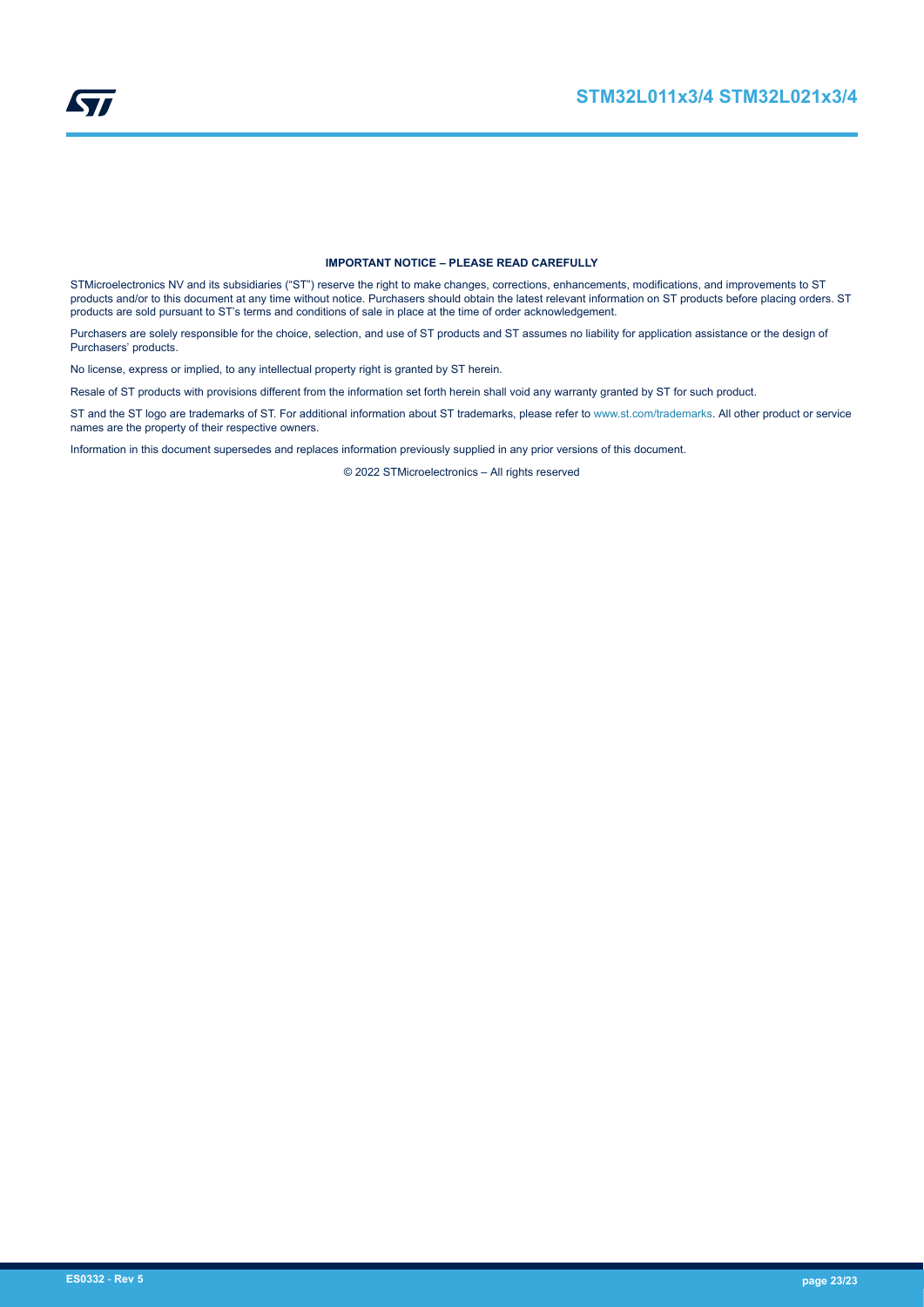**IMPORTANT NOTICE – PLEASE READ CAREFULLY**

STMicroelectronics NV and its subsidiaries ("ST") reserve the right to make changes, corrections, enhancements, modifications, and improvements to ST products and/or to this document at any time without notice. Purchasers should obtain the latest relevant information on ST products before placing orders. ST products are sold pursuant to ST's terms and conditions of sale in place at the time of order acknowledgement.

Purchasers are solely responsible for the choice, selection, and use of ST products and ST assumes no liability for application assistance or the design of Purchasers' products.

No license, express or implied, to any intellectual property right is granted by ST herein.

Resale of ST products with provisions different from the information set forth herein shall void any warranty granted by ST for such product.

ST and the ST logo are trademarks of ST. For additional information about ST trademarks, please refer to www.st.com/trademarks. All other product or service names are the property of their respective owners.

Information in this document supersedes and replaces information previously supplied in any prior versions of this document.

© 2022 STMicroelectronics – All rights reserved